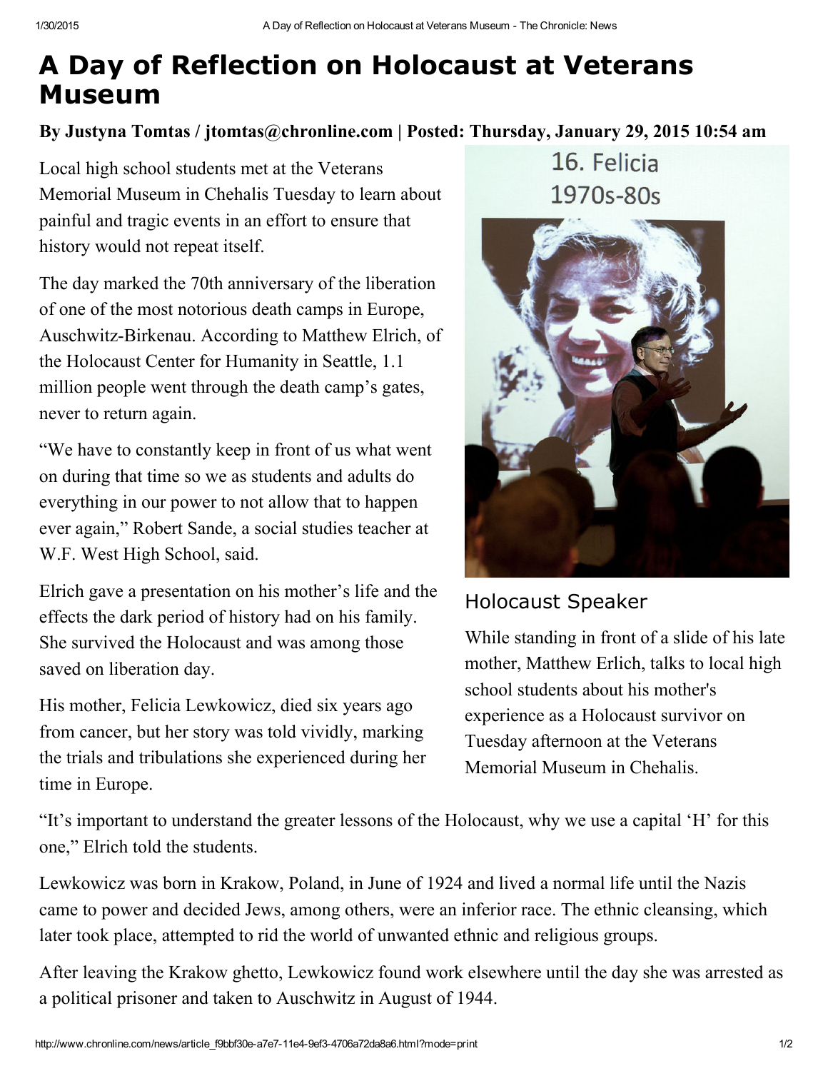# A Day of Reflection on Holocaust at Veterans Museum

**By Justyna Tomtas / jtomtas@chronline.com | Posted: Thursday, January 29, 2015 10:54 am**

Local high school students met at the Veterans Memorial Museum in Chehalis Tuesday to learn about painful and tragic events in an effort to ensure that history would not repeat itself.

The day marked the 70th anniversary of the liberation of one of the most notorious death camps in Europe, Auschwitz-Birkenau. According to Matthew Elrich, of the Holocaust Center for Humanity in Seattle, 1.1 million people went through the death camp's gates, never to return again.

"We have to constantly keep in front of us what went on during that time so we as students and adults do everything in our power to not allow that to happen ever again," Robert Sande, a social studies teacher at W.F. West High School, said.

Elrich gave a presentation on his mother's life and the effects the dark period of history had on his family. She survived the Holocaust and was among those saved on liberation day.

His mother, Felicia Lewkowicz, died six years ago from cancer, but her story was told vividly, marking the trials and tribulations she experienced during her time in Europe.

### Holocaust Speaker

While standing in front of a slide of his late mother, Matthew Erlich, talks to local high school students about his mother's experience as a Holocaust survivor on Tuesday afternoon at the Veterans Memorial Museum in Chehalis.

"It's important to understand the greater lessons of the Holocaust, why we use a capital 'H' for this one," Elrich told the students.

Lewkowicz was born in Krakow, Poland, in June of 1924 and lived a normal life until the Nazis came to power and decided Jews, among others, were an inferior race. The ethnic cleansing, which later took place, attempted to rid the world of unwanted ethnic and religious groups.

After leaving the Krakow ghetto, Lewkowicz found work elsewhere until the day she was arrested as a political prisoner and taken to Auschwitz in August of 1944.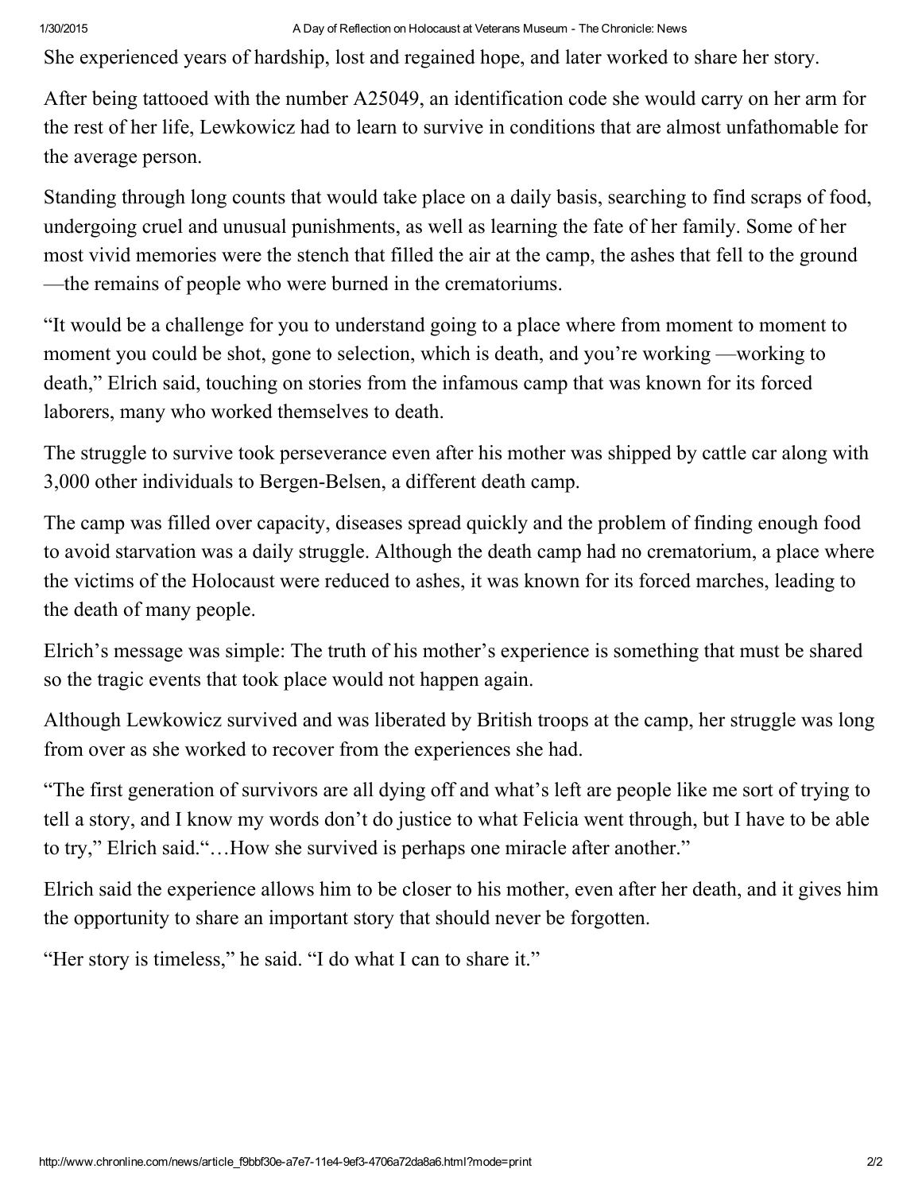She experienced years of hardship, lost and regained hope, and later worked to share her story.

After being tattooed with the number A25049, an identification code she would carry on her arm for the rest of her life, Lewkowicz had to learn to survive in conditions that are almost unfathomable for the average person.

Standing through long counts that would take place on a daily basis, searching to find scraps of food, undergoing cruel and unusual punishments, as well as learning the fate of her family. Some of her most vivid memories were the stench that filled the air at the camp, the ashes that fell to the ground —the remains of people who were burned in the crematoriums.

"It would be a challenge for you to understand going to a place where from moment to moment to moment you could be shot, gone to selection, which is death, and you're working —working to death," Elrich said, touching on stories from the infamous camp that was known for its forced laborers, many who worked themselves to death.

The struggle to survive took perseverance even after his mother was shipped by cattle car along with 3,000 other individuals to Bergen-Belsen, a different death camp.

The camp was filled over capacity, diseases spread quickly and the problem of finding enough food to avoid starvation was a daily struggle. Although the death camp had no crematorium, a place where the victims of the Holocaust were reduced to ashes, it was known for its forced marches, leading to the death of many people.

Elrich's message was simple: The truth of his mother's experience is something that must be shared so the tragic events that took place would not happen again.

Although Lewkowicz survived and was liberated by British troops at the camp, her struggle was long from over as she worked to recover from the experiences she had.

"The first generation of survivors are all dying off and what's left are people like me sort of trying to tell a story, and I know my words don't do justice to what Felicia went through, but I have to be able to try," Elrich said."…How she survived is perhaps one miracle after another."

Elrich said the experience allows him to be closer to his mother, even after her death, and it gives him the opportunity to share an important story that should never be forgotten.

"Her story is timeless," he said. "I do what I can to share it."